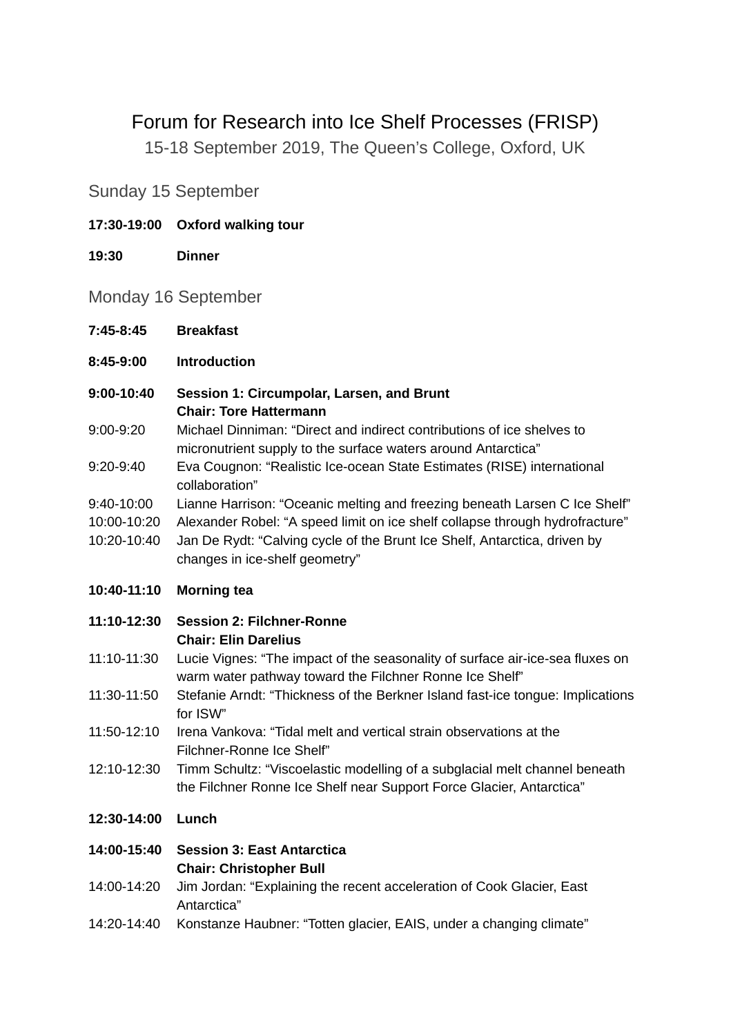# Forum for Research into Ice Shelf Processes (FRISP)

15-18 September 2019, The Queen's College, Oxford, UK

## Sunday 15 September

**17:30-19:00 Oxford walking tour**

**19:30 Dinner**

## Monday 16 September

**7:45-8:45 Breakfast**

**8:45-9:00 Introduction**

**9:00-10:40 Session 1: Circumpolar, Larsen, and Brunt**
**Chair: Tore Hattermann**

9:00-9:20 Michael Dinniman: "Direct and indirect contributions of ice shelves to micronutrient supply to the surface waters around Antarctica"

9:20-9:40 Eva Cougnon: "Realistic Ice-ocean State Estimates (RISE) international collaboration"

9:40-10:00 Lianne Harrison: "Oceanic melting and freezing beneath Larsen C Ice Shelf"

10:00-10:20 Alexander Robel: "A speed limit on ice shelf collapse through hydrofracture"

10:20-10:40 Jan De Rydt: "Calving cycle of the Brunt Ice Shelf, Antarctica, driven by changes in ice-shelf geometry"

**10:40-11:10 Morning tea**

**11:10-12:30 Session 2: Filchner-Ronne**
**Chair: Elin Darelius**

11:10-11:30 Lucie Vignes: "The impact of the seasonality of surface air-ice-sea fluxes on warm water pathway toward the Filchner Ronne Ice Shelf"

11:30-11:50 Stefanie Arndt: "Thickness of the Berkner Island fast-ice tongue: Implications for ISW"

11:50-12:10 Irena Vankova: "Tidal melt and vertical strain observations at the Filchner-Ronne Ice Shelf"

12:10-12:30 Timm Schultz: "Viscoelastic modelling of a subglacial melt channel beneath the Filchner Ronne Ice Shelf near Support Force Glacier, Antarctica"

**12:30-14:00 Lunch**

**14:00-15:40 Session 3: East Antarctica**
**Chair: Christopher Bull**

14:00-14:20 Jim Jordan: "Explaining the recent acceleration of Cook Glacier, East Antarctica"

14:20-14:40 Konstanze Haubner: "Totten glacier, EAIS, under a changing climate"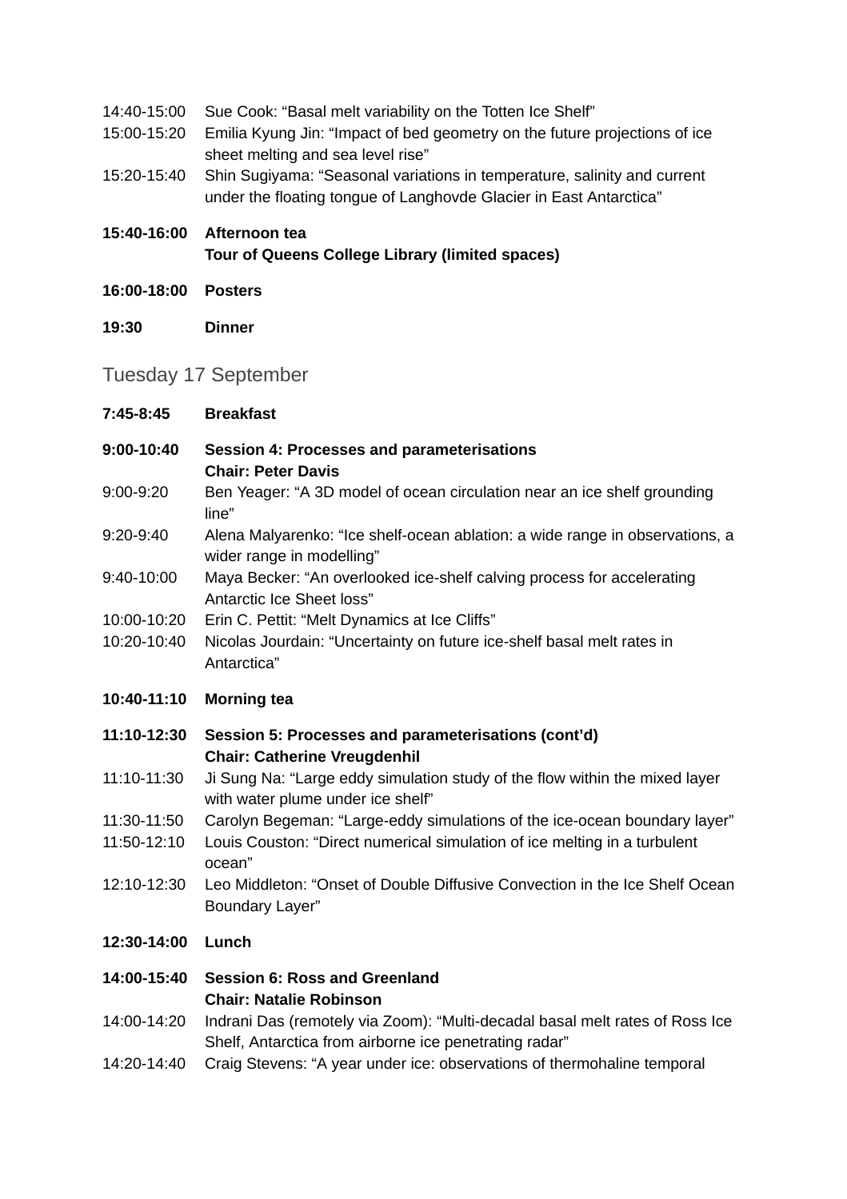| | |
|---|---|
| 14:40-15:00 | Sue Cook: “Basal melt variability on the Totten Ice Shelf” |
| 15:00-15:20 | Emilia Kyung Jin: “Impact of bed geometry on the future projections of ice sheet melting and sea level rise” |
| 15:20-15:40 | Shin Sugiyama: “Seasonal variations in temperature, salinity and current under the floating tongue of Langhovde Glacier in East Antarctica” |
| **15:40-16:00** | **Afternoon tea**<br>**Tour of Queens College Library (limited spaces)** |
| **16:00-18:00** | **Posters** |
| **19:30** | **Dinner** |

## Tuesday 17 September

| | |
|---|---|
| **7:45-8:45** | **Breakfast** |
| **9:00-10:40** | **Session 4: Processes and parameterisations**<br>**Chair: Peter Davis** |
| 9:00-9:20 | Ben Yeager: “A 3D model of ocean circulation near an ice shelf grounding line” |
| 9:20-9:40 | Alena Malyarenko: “Ice shelf-ocean ablation: a wide range in observations, a wider range in modelling” |
| 9:40-10:00 | Maya Becker: “An overlooked ice-shelf calving process for accelerating Antarctic Ice Sheet loss” |
| 10:00-10:20 | Erin C. Pettit: “Melt Dynamics at Ice Cliffs” |
| 10:20-10:40 | Nicolas Jourdain: “Uncertainty on future ice-shelf basal melt rates in Antarctica” |
| **10:40-11:10** | **Morning tea** |
| **11:10-12:30** | **Session 5: Processes and parameterisations (cont’d)**<br>**Chair: Catherine Vreugdenhil** |
| 11:10-11:30 | Ji Sung Na: “Large eddy simulation study of the flow within the mixed layer with water plume under ice shelf” |
| 11:30-11:50 | Carolyn Begeman: “Large-eddy simulations of the ice-ocean boundary layer” |
| 11:50-12:10 | Louis Couston: “Direct numerical simulation of ice melting in a turbulent ocean” |
| 12:10-12:30 | Leo Middleton: “Onset of Double Diffusive Convection in the Ice Shelf Ocean Boundary Layer” |
| **12:30-14:00** | **Lunch** |
| **14:00-15:40** | **Session 6: Ross and Greenland**<br>**Chair: Natalie Robinson** |
| 14:00-14:20 | Indrani Das (remotely via Zoom): “Multi-decadal basal melt rates of Ross Ice Shelf, Antarctica from airborne ice penetrating radar” |
| 14:20-14:40 | Craig Stevens: “A year under ice: observations of thermohaline temporal |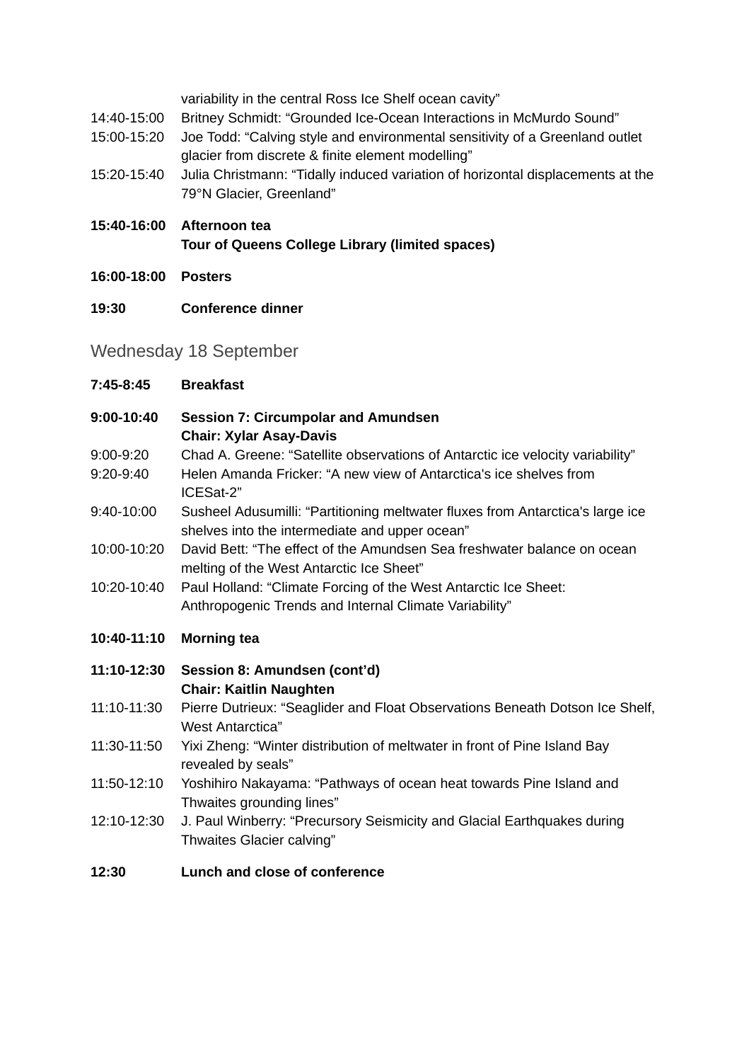variability in the central Ross Ice Shelf ocean cavity”

14:40-15:00 Britney Schmidt: “Grounded Ice-Ocean Interactions in McMurdo Sound”

15:00-15:20 Joe Todd: “Calving style and environmental sensitivity of a Greenland outlet glacier from discrete & finite element modelling”

15:20-15:40 Julia Christmann: “Tidally induced variation of horizontal displacements at the 79°N Glacier, Greenland”

**15:40-16:00 Afternoon tea**
**Tour of Queens College Library (limited spaces)**

**16:00-18:00 Posters**

**19:30 Conference dinner**

## Wednesday 18 September

**7:45-8:45 Breakfast**

**9:00-10:40 Session 7: Circumpolar and Amundsen**
**Chair: Xylar Asay-Davis**

9:00-9:20 Chad A. Greene: “Satellite observations of Antarctic ice velocity variability”

9:20-9:40 Helen Amanda Fricker: “A new view of Antarctica's ice shelves from ICESat-2”

9:40-10:00 Susheel Adusumilli: “Partitioning meltwater fluxes from Antarctica's large ice shelves into the intermediate and upper ocean”

10:00-10:20 David Bett: “The effect of the Amundsen Sea freshwater balance on ocean melting of the West Antarctic Ice Sheet”

10:20-10:40 Paul Holland: “Climate Forcing of the West Antarctic Ice Sheet: Anthropogenic Trends and Internal Climate Variability”

**10:40-11:10 Morning tea**

**11:10-12:30 Session 8: Amundsen (cont’d)**
**Chair: Kaitlin Naughten**

11:10-11:30 Pierre Dutrieux: “Seaglider and Float Observations Beneath Dotson Ice Shelf, West Antarctica”

11:30-11:50 Yixi Zheng: “Winter distribution of meltwater in front of Pine Island Bay revealed by seals”

11:50-12:10 Yoshihiro Nakayama: “Pathways of ocean heat towards Pine Island and Thwaites grounding lines”

12:10-12:30 J. Paul Winberry: “Precursory Seismicity and Glacial Earthquakes during Thwaites Glacier calving”

**12:30 Lunch and close of conference**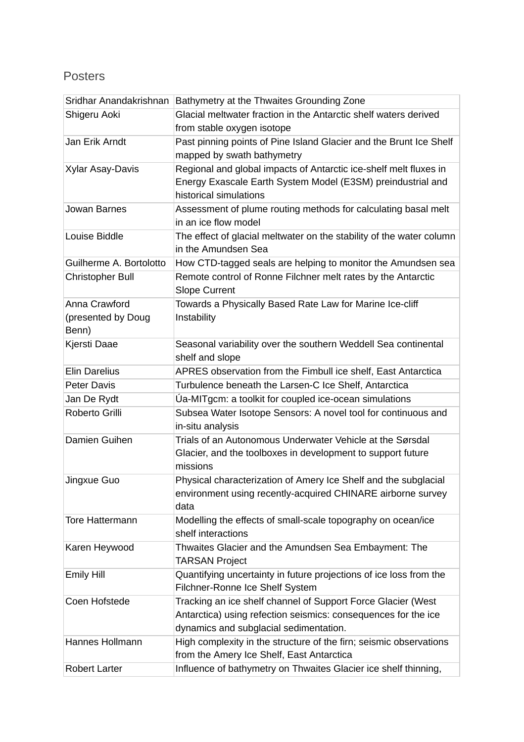## Posters

| | |
|---|---|
| Sridhar Anandakrishnan | Bathymetry at the Thwaites Grounding Zone |
| Shigeru Aoki | Glacial meltwater fraction in the Antarctic shelf waters derived from stable oxygen isotope |
| Jan Erik Arndt | Past pinning points of Pine Island Glacier and the Brunt Ice Shelf mapped by swath bathymetry |
| Xylar Asay-Davis | Regional and global impacts of Antarctic ice-shelf melt fluxes in Energy Exascale Earth System Model (E3SM) preindustrial and historical simulations |
| Jowan Barnes | Assessment of plume routing methods for calculating basal melt in an ice flow model |
| Louise Biddle | The effect of glacial meltwater on the stability of the water column in the Amundsen Sea |
| Guilherme A. Bortolotto | How CTD-tagged seals are helping to monitor the Amundsen sea |
| Christopher Bull | Remote control of Ronne Filchner melt rates by the Antarctic Slope Current |
| Anna Crawford (presented by Doug Benn) | Towards a Physically Based Rate Law for Marine Ice-cliff Instability |
| Kjersti Daae | Seasonal variability over the southern Weddell Sea continental shelf and slope |
| Elin Darelius | APRES observation from the Fimbull ice shelf, East Antarctica |
| Peter Davis | Turbulence beneath the Larsen-C Ice Shelf, Antarctica |
| Jan De Rydt | Úa-MITgcm: a toolkit for coupled ice-ocean simulations |
| Roberto Grilli | Subsea Water Isotope Sensors: A novel tool for continuous and in-situ analysis |
| Damien Guihen | Trials of an Autonomous Underwater Vehicle at the Sørsdal Glacier, and the toolboxes in development to support future missions |
| Jingxue Guo | Physical characterization of Amery Ice Shelf and the subglacial environment using recently-acquired CHINARE airborne survey data |
| Tore Hattermann | Modelling the effects of small-scale topography on ocean/ice shelf interactions |
| Karen Heywood | Thwaites Glacier and the Amundsen Sea Embayment: The TARSAN Project |
| Emily Hill | Quantifying uncertainty in future projections of ice loss from the Filchner-Ronne Ice Shelf System |
| Coen Hofstede | Tracking an ice shelf channel of Support Force Glacier (West Antarctica) using refection seismics: consequences for the ice dynamics and subglacial sedimentation. |
| Hannes Hollmann | High complexity in the structure of the firn; seismic observations from the Amery Ice Shelf, East Antarctica |
| Robert Larter | Influence of bathymetry on Thwaites Glacier ice shelf thinning, |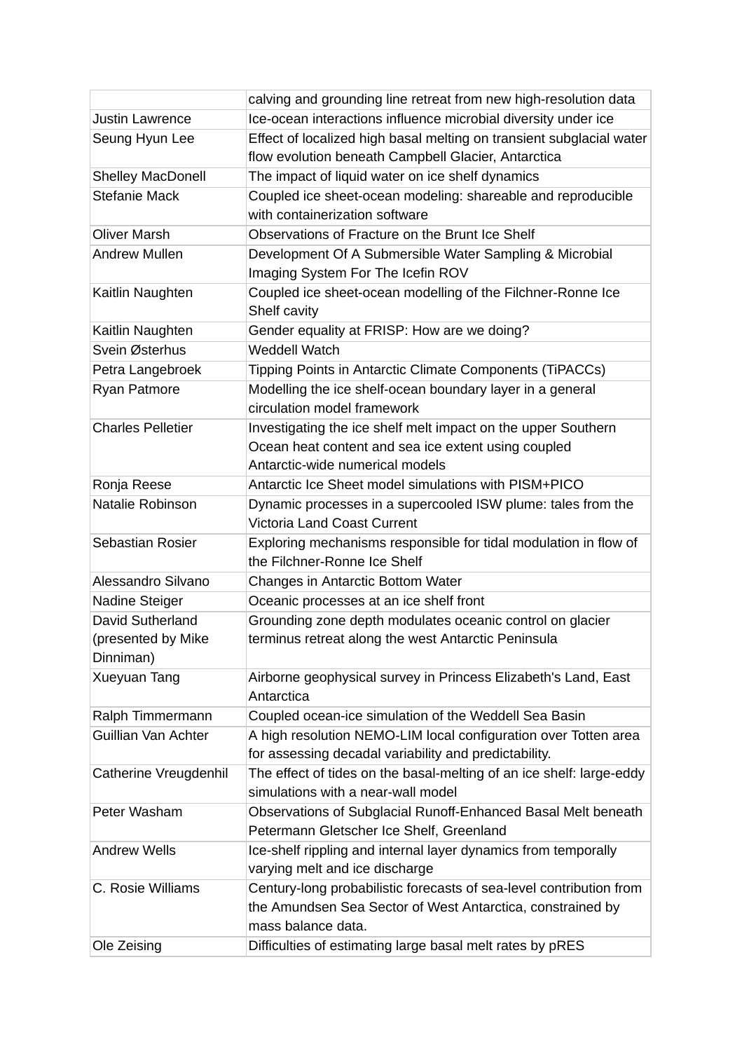| | |
|---|---|
| | calving and grounding line retreat from new high-resolution data |
| Justin Lawrence | Ice-ocean interactions influence microbial diversity under ice |
| Seung Hyun Lee | Effect of localized high basal melting on transient subglacial water flow evolution beneath Campbell Glacier, Antarctica |
| Shelley MacDonell | The impact of liquid water on ice shelf dynamics |
| Stefanie Mack | Coupled ice sheet-ocean modeling: shareable and reproducible with containerization software |
| Oliver Marsh | Observations of Fracture on the Brunt Ice Shelf |
| Andrew Mullen | Development Of A Submersible Water Sampling & Microbial Imaging System For The Icefin ROV |
| Kaitlin Naughten | Coupled ice sheet-ocean modelling of the Filchner-Ronne Ice Shelf cavity |
| Kaitlin Naughten | Gender equality at FRISP: How are we doing? |
| Svein Østerhus | Weddell Watch |
| Petra Langebroek | Tipping Points in Antarctic Climate Components (TiPACCs) |
| Ryan Patmore | Modelling the ice shelf-ocean boundary layer in a general circulation model framework |
| Charles Pelletier | Investigating the ice shelf melt impact on the upper Southern Ocean heat content and sea ice extent using coupled Antarctic-wide numerical models |
| Ronja Reese | Antarctic Ice Sheet model simulations with PISM+PICO |
| Natalie Robinson | Dynamic processes in a supercooled ISW plume: tales from the Victoria Land Coast Current |
| Sebastian Rosier | Exploring mechanisms responsible for tidal modulation in flow of the Filchner-Ronne Ice Shelf |
| Alessandro Silvano | Changes in Antarctic Bottom Water |
| Nadine Steiger | Oceanic processes at an ice shelf front |
| David Sutherland (presented by Mike Dinniman) | Grounding zone depth modulates oceanic control on glacier terminus retreat along the west Antarctic Peninsula |
| Xueyuan Tang | Airborne geophysical survey in Princess Elizabeth's Land, East Antarctica |
| Ralph Timmermann | Coupled ocean-ice simulation of the Weddell Sea Basin |
| Guillian Van Achter | A high resolution NEMO-LIM local configuration over Totten area for assessing decadal variability and predictability. |
| Catherine Vreugdenhil | The effect of tides on the basal-melting of an ice shelf: large-eddy simulations with a near-wall model |
| Peter Washam | Observations of Subglacial Runoff-Enhanced Basal Melt beneath Petermann Gletscher Ice Shelf, Greenland |
| Andrew Wells | Ice-shelf rippling and internal layer dynamics from temporally varying melt and ice discharge |
| C. Rosie Williams | Century-long probabilistic forecasts of sea-level contribution from the Amundsen Sea Sector of West Antarctica, constrained by mass balance data. |
| Ole Zeising | Difficulties of estimating large basal melt rates by pRES |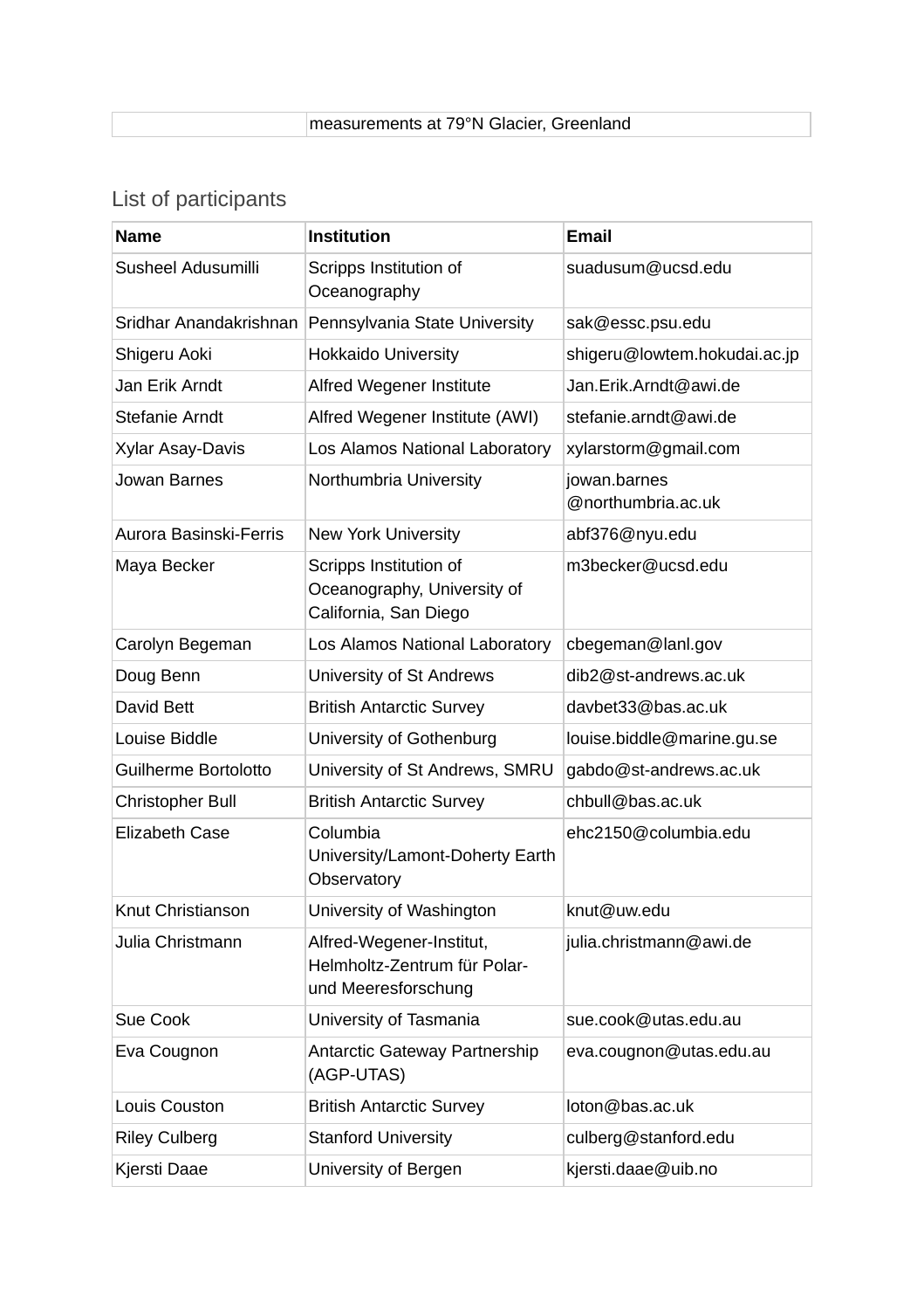| | measurements at 79°N Glacier, Greenland |
|---|---|

## List of participants

| Name | Institution | Email |
|---|---|---|
| Susheel Adusumilli | Scripps Institution of Oceanography | suadusum@ucsd.edu |
| Sridhar Anandakrishnan | Pennsylvania State University | sak@essc.psu.edu |
| Shigeru Aoki | Hokkaido University | shigeru@lowtem.hokudai.ac.jp |
| Jan Erik Arndt | Alfred Wegener Institute | Jan.Erik.Arndt@awi.de |
| Stefanie Arndt | Alfred Wegener Institute (AWI) | stefanie.arndt@awi.de |
| Xylar Asay-Davis | Los Alamos National Laboratory | xylarstorm@gmail.com |
| Jowan Barnes | Northumbria University | jowan.barnes @northumbria.ac.uk |
| Aurora Basinski-Ferris | New York University | abf376@nyu.edu |
| Maya Becker | Scripps Institution of Oceanography, University of California, San Diego | m3becker@ucsd.edu |
| Carolyn Begeman | Los Alamos National Laboratory | cbegeman@lanl.gov |
| Doug Benn | University of St Andrews | dib2@st-andrews.ac.uk |
| David Bett | British Antarctic Survey | davbet33@bas.ac.uk |
| Louise Biddle | University of Gothenburg | louise.biddle@marine.gu.se |
| Guilherme Bortolotto | University of St Andrews, SMRU | gabdo@st-andrews.ac.uk |
| Christopher Bull | British Antarctic Survey | chbull@bas.ac.uk |
| Elizabeth Case | Columbia University/Lamont-Doherty Earth Observatory | ehc2150@columbia.edu |
| Knut Christianson | University of Washington | knut@uw.edu |
| Julia Christmann | Alfred-Wegener-Institut, Helmholtz-Zentrum für Polar- und Meeresforschung | julia.christmann@awi.de |
| Sue Cook | University of Tasmania | sue.cook@utas.edu.au |
| Eva Cougnon | Antarctic Gateway Partnership (AGP-UTAS) | eva.cougnon@utas.edu.au |
| Louis Couston | British Antarctic Survey | loton@bas.ac.uk |
| Riley Culberg | Stanford University | culberg@stanford.edu |
| Kjersti Daae | University of Bergen | kjersti.daae@uib.no |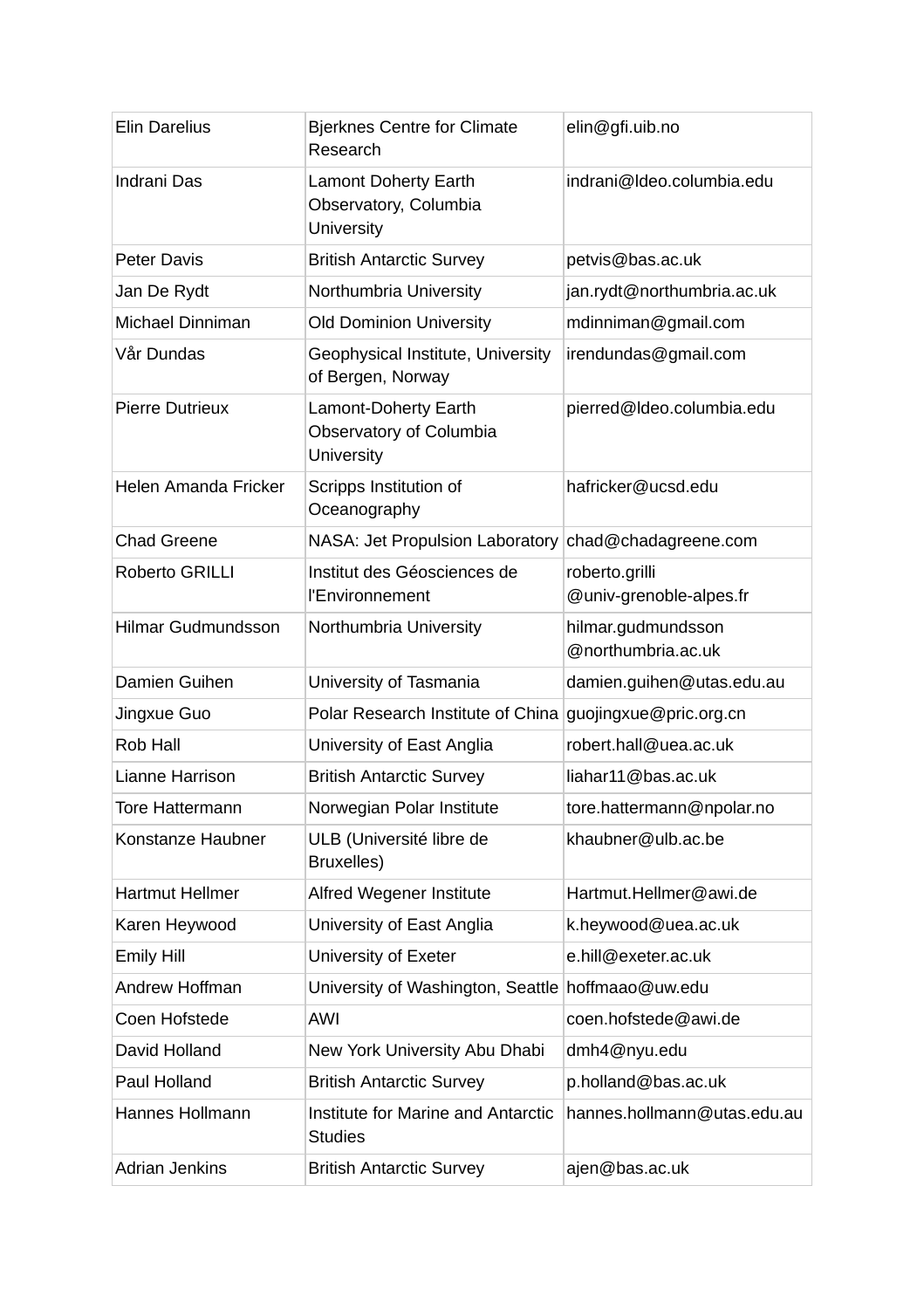| Elin Darelius | Bjerknes Centre for Climate Research | elin@gfi.uib.no |
|---|---|---|
| Indrani Das | Lamont Doherty Earth Observatory, Columbia University | indrani@ldeo.columbia.edu |
| Peter Davis | British Antarctic Survey | petvis@bas.ac.uk |
| Jan De Rydt | Northumbria University | jan.rydt@northumbria.ac.uk |
| Michael Dinniman | Old Dominion University | mdinniman@gmail.com |
| Vår Dundas | Geophysical Institute, University of Bergen, Norway | irendundas@gmail.com |
| Pierre Dutrieux | Lamont-Doherty Earth Observatory of Columbia University | pierred@ldeo.columbia.edu |
| Helen Amanda Fricker | Scripps Institution of Oceanography | hafricker@ucsd.edu |
| Chad Greene | NASA: Jet Propulsion Laboratory | chad@chadagreene.com |
| Roberto GRILLI | Institut des Géosciences de l'Environnement | roberto.grilli @univ-grenoble-alpes.fr |
| Hilmar Gudmundsson | Northumbria University | hilmar.gudmundsson @northumbria.ac.uk |
| Damien Guihen | University of Tasmania | damien.guihen@utas.edu.au |
| Jingxue Guo | Polar Research Institute of China | guojingxue@pric.org.cn |
| Rob Hall | University of East Anglia | robert.hall@uea.ac.uk |
| Lianne Harrison | British Antarctic Survey | liahar11@bas.ac.uk |
| Tore Hattermann | Norwegian Polar Institute | tore.hattermann@npolar.no |
| Konstanze Haubner | ULB (Université libre de Bruxelles) | khaubner@ulb.ac.be |
| Hartmut Hellmer | Alfred Wegener Institute | Hartmut.Hellmer@awi.de |
| Karen Heywood | University of East Anglia | k.heywood@uea.ac.uk |
| Emily Hill | University of Exeter | e.hill@exeter.ac.uk |
| Andrew Hoffman | University of Washington, Seattle | hoffmaao@uw.edu |
| Coen Hofstede | AWI | coen.hofstede@awi.de |
| David Holland | New York University Abu Dhabi | dmh4@nyu.edu |
| Paul Holland | British Antarctic Survey | p.holland@bas.ac.uk |
| Hannes Hollmann | Institute for Marine and Antarctic Studies | hannes.hollmann@utas.edu.au |
| Adrian Jenkins | British Antarctic Survey | ajen@bas.ac.uk |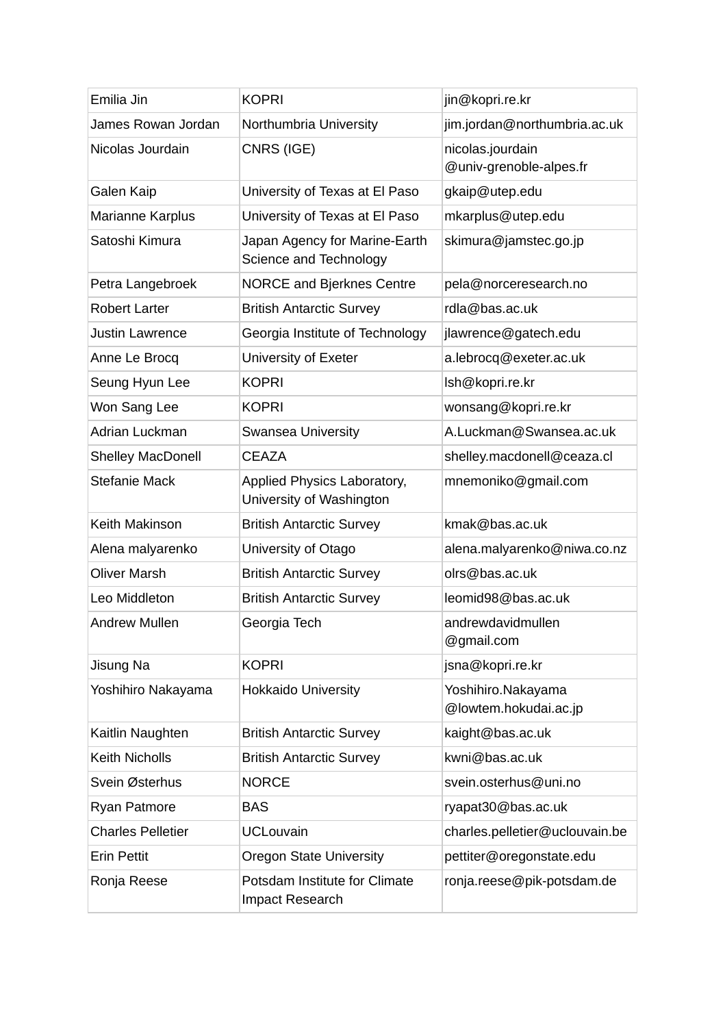| | | |
|---|---|---|
| Emilia Jin | KOPRI | jin@kopri.re.kr |
| James Rowan Jordan | Northumbria University | jim.jordan@northumbria.ac.uk |
| Nicolas Jourdain | CNRS (IGE) | nicolas.jourdain @univ-grenoble-alpes.fr |
| Galen Kaip | University of Texas at El Paso | gkaip@utep.edu |
| Marianne Karplus | University of Texas at El Paso | mkarplus@utep.edu |
| Satoshi Kimura | Japan Agency for Marine-Earth Science and Technology | skimura@jamstec.go.jp |
| Petra Langebroek | NORCE and Bjerknes Centre | pela@norceresearch.no |
| Robert Larter | British Antarctic Survey | rdla@bas.ac.uk |
| Justin Lawrence | Georgia Institute of Technology | jlawrence@gatech.edu |
| Anne Le Brocq | University of Exeter | a.lebrocq@exeter.ac.uk |
| Seung Hyun Lee | KOPRI | lsh@kopri.re.kr |
| Won Sang Lee | KOPRI | wonsang@kopri.re.kr |
| Adrian Luckman | Swansea University | A.Luckman@Swansea.ac.uk |
| Shelley MacDonell | CEAZA | shelley.macdonell@ceaza.cl |
| Stefanie Mack | Applied Physics Laboratory, University of Washington | mnemoniko@gmail.com |
| Keith Makinson | British Antarctic Survey | kmak@bas.ac.uk |
| Alena malyarenko | University of Otago | alena.malyarenko@niwa.co.nz |
| Oliver Marsh | British Antarctic Survey | olrs@bas.ac.uk |
| Leo Middleton | British Antarctic Survey | leomid98@bas.ac.uk |
| Andrew Mullen | Georgia Tech | andrewdavidmullen @gmail.com |
| Jisung Na | KOPRI | jsna@kopri.re.kr |
| Yoshihiro Nakayama | Hokkaido University | Yoshihiro.Nakayama @lowtem.hokudai.ac.jp |
| Kaitlin Naughten | British Antarctic Survey | kaight@bas.ac.uk |
| Keith Nicholls | British Antarctic Survey | kwni@bas.ac.uk |
| Svein Østerhus | NORCE | svein.osterhus@uni.no |
| Ryan Patmore | BAS | ryapat30@bas.ac.uk |
| Charles Pelletier | UCLouvain | charles.pelletier@uclouvain.be |
| Erin Pettit | Oregon State University | pettiter@oregonstate.edu |
| Ronja Reese | Potsdam Institute for Climate Impact Research | ronja.reese@pik-potsdam.de |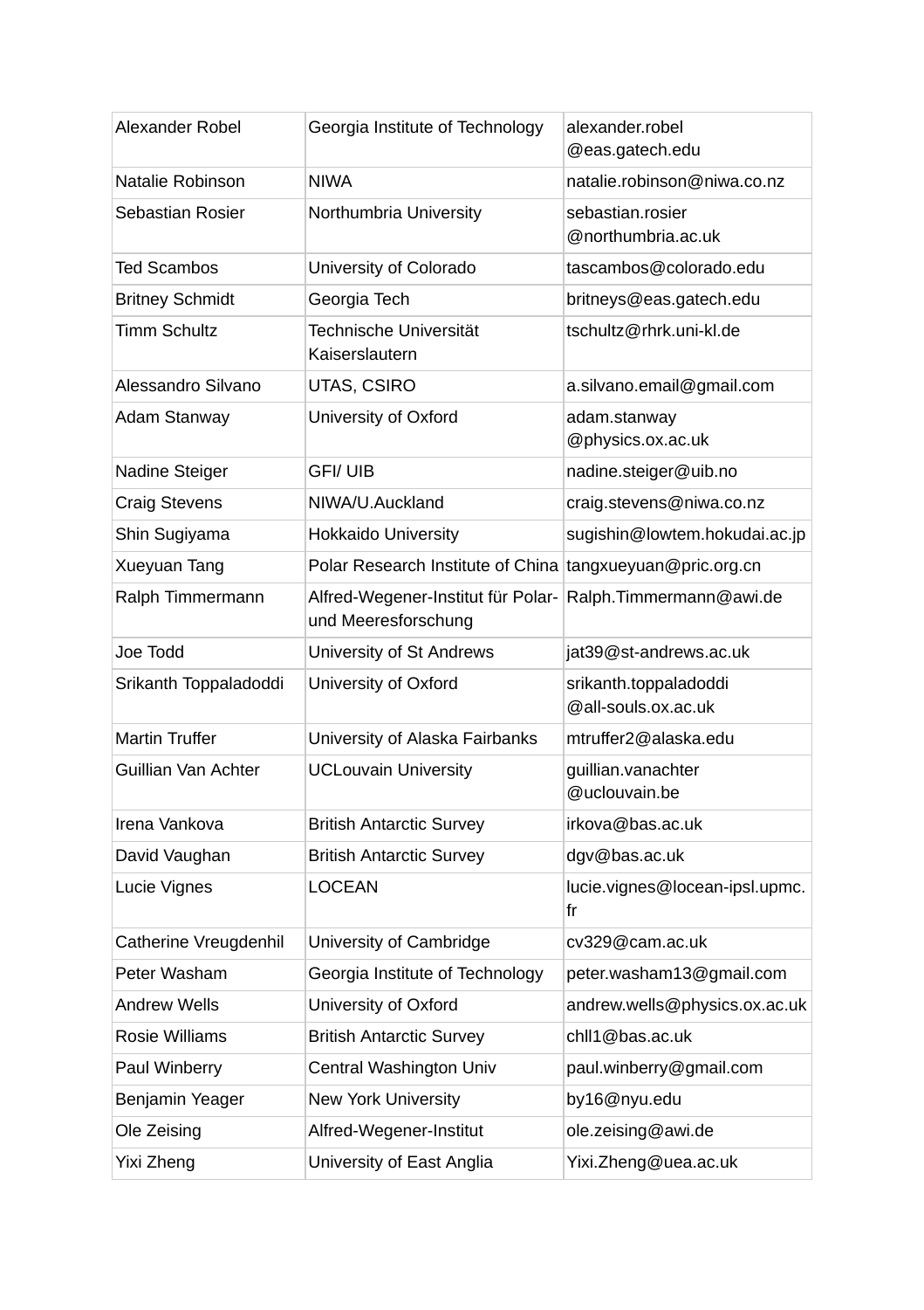| | | |
|---|---|---|
| Alexander Robel | Georgia Institute of Technology | alexander.robel @eas.gatech.edu |
| Natalie Robinson | NIWA | natalie.robinson@niwa.co.nz |
| Sebastian Rosier | Northumbria University | sebastian.rosier @northumbria.ac.uk |
| Ted Scambos | University of Colorado | tascambos@colorado.edu |
| Britney Schmidt | Georgia Tech | britneys@eas.gatech.edu |
| Timm Schultz | Technische Universität Kaiserslautern | tschultz@rhrk.uni-kl.de |
| Alessandro Silvano | UTAS, CSIRO | a.silvano.email@gmail.com |
| Adam Stanway | University of Oxford | adam.stanway @physics.ox.ac.uk |
| Nadine Steiger | GFI/ UIB | nadine.steiger@uib.no |
| Craig Stevens | NIWA/U.Auckland | craig.stevens@niwa.co.nz |
| Shin Sugiyama | Hokkaido University | sugishin@lowtem.hokudai.ac.jp |
| Xueyuan Tang | Polar Research Institute of China | tangxueyuan@pric.org.cn |
| Ralph Timmermann | Alfred-Wegener-Institut für Polar- und Meeresforschung | Ralph.Timmermann@awi.de |
| Joe Todd | University of St Andrews | jat39@st-andrews.ac.uk |
| Srikanth Toppaladoddi | University of Oxford | srikanth.toppaladoddi @all-souls.ox.ac.uk |
| Martin Truffer | University of Alaska Fairbanks | mtruffer2@alaska.edu |
| Guillian Van Achter | UCLouvain University | guillian.vanachter @uclouvain.be |
| Irena Vankova | British Antarctic Survey | irkova@bas.ac.uk |
| David Vaughan | British Antarctic Survey | dgv@bas.ac.uk |
| Lucie Vignes | LOCEAN | lucie.vignes@locean-ipsl.upmc.fr |
| Catherine Vreugdenhil | University of Cambridge | cv329@cam.ac.uk |
| Peter Washam | Georgia Institute of Technology | peter.washam13@gmail.com |
| Andrew Wells | University of Oxford | andrew.wells@physics.ox.ac.uk |
| Rosie Williams | British Antarctic Survey | chll1@bas.ac.uk |
| Paul Winberry | Central Washington Univ | paul.winberry@gmail.com |
| Benjamin Yeager | New York University | by16@nyu.edu |
| Ole Zeising | Alfred-Wegener-Institut | ole.zeising@awi.de |
| Yixi Zheng | University of East Anglia | Yixi.Zheng@uea.ac.uk |